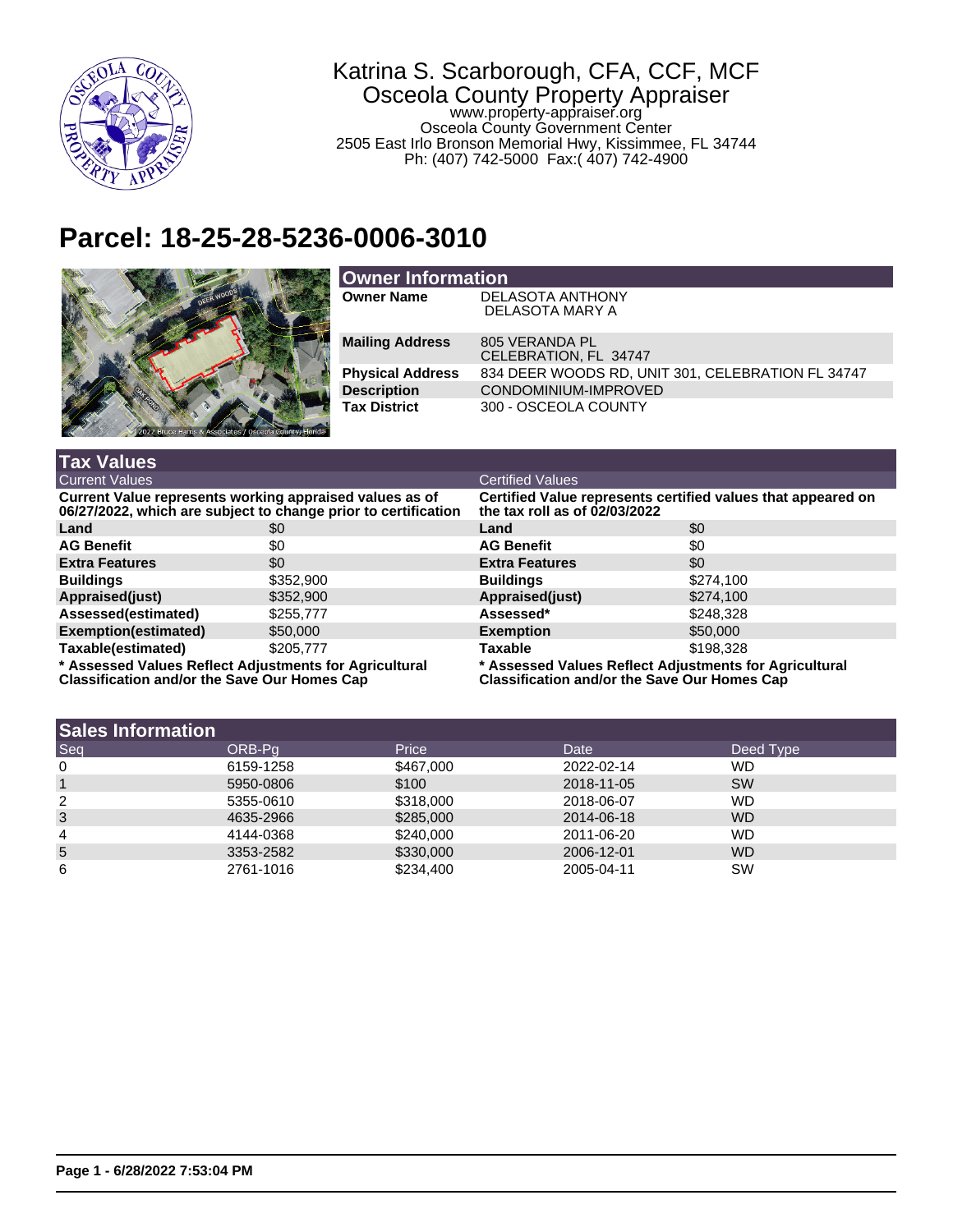Katrina S. Scarborough, CFA, CCF, MCF
Osceola County Property Appraiser
www.property-appraiser.org
Osceola County Government Center
2505 East Irlo Bronson Memorial Hwy, Kissimmee, FL 34744
Ph: (407) 742-5000 Fax:( 407) 742-4900

# Parcel: 18-25-28-5236-0006-3010

## Owner Information

| | |
|---|---|
| **Owner Name** | DELASOTA ANTHONY<br>DELASOTA MARY A |
| **Mailing Address** | 805 VERANDA PL<br>CELEBRATION, FL 34747 |
| **Physical Address** | 834 DEER WOODS RD, UNIT 301, CELEBRATION FL 34747 |
| **Description** | CONDOMINIUM-IMPROVED |
| **Tax District** | 300 - OSCEOLA COUNTY |

## Tax Values

### Current Values

**Current Value represents working appraised values as of 06/27/2022, which are subject to change prior to certification**

| | |
|---|---|
| **Land** | $0 |
| **AG Benefit** | $0 |
| **Extra Features** | $0 |
| **Buildings** | $352,900 |
| **Appraised(just)** | $352,900 |
| **Assessed(estimated)** | $255,777 |
| **Exemption(estimated)** | $50,000 |
| **Taxable(estimated)** | $205,777 |

**\* Assessed Values Reflect Adjustments for Agricultural Classification and/or the Save Our Homes Cap**

### Certified Values

**Certified Value represents certified values that appeared on the tax roll as of 02/03/2022**

| | |
|---|---|
| **Land** | $0 |
| **AG Benefit** | $0 |
| **Extra Features** | $0 |
| **Buildings** | $274,100 |
| **Appraised(just)** | $274,100 |
| **Assessed*** | $248,328 |
| **Exemption** | $50,000 |
| **Taxable** | $198,328 |

**\* Assessed Values Reflect Adjustments for Agricultural Classification and/or the Save Our Homes Cap**

## Sales Information

| Seq | ORB-Pg | Price | Date | Deed Type |
|---|---|---|---|---|
| 0 | 6159-1258 | $467,000 | 2022-02-14 | WD |
| 1 | 5950-0806 | $100 | 2018-11-05 | SW |
| 2 | 5355-0610 | $318,000 | 2018-06-07 | WD |
| 3 | 4635-2966 | $285,000 | 2014-06-18 | WD |
| 4 | 4144-0368 | $240,000 | 2011-06-20 | WD |
| 5 | 3353-2582 | $330,000 | 2006-12-01 | WD |
| 6 | 2761-1016 | $234,400 | 2005-04-11 | SW |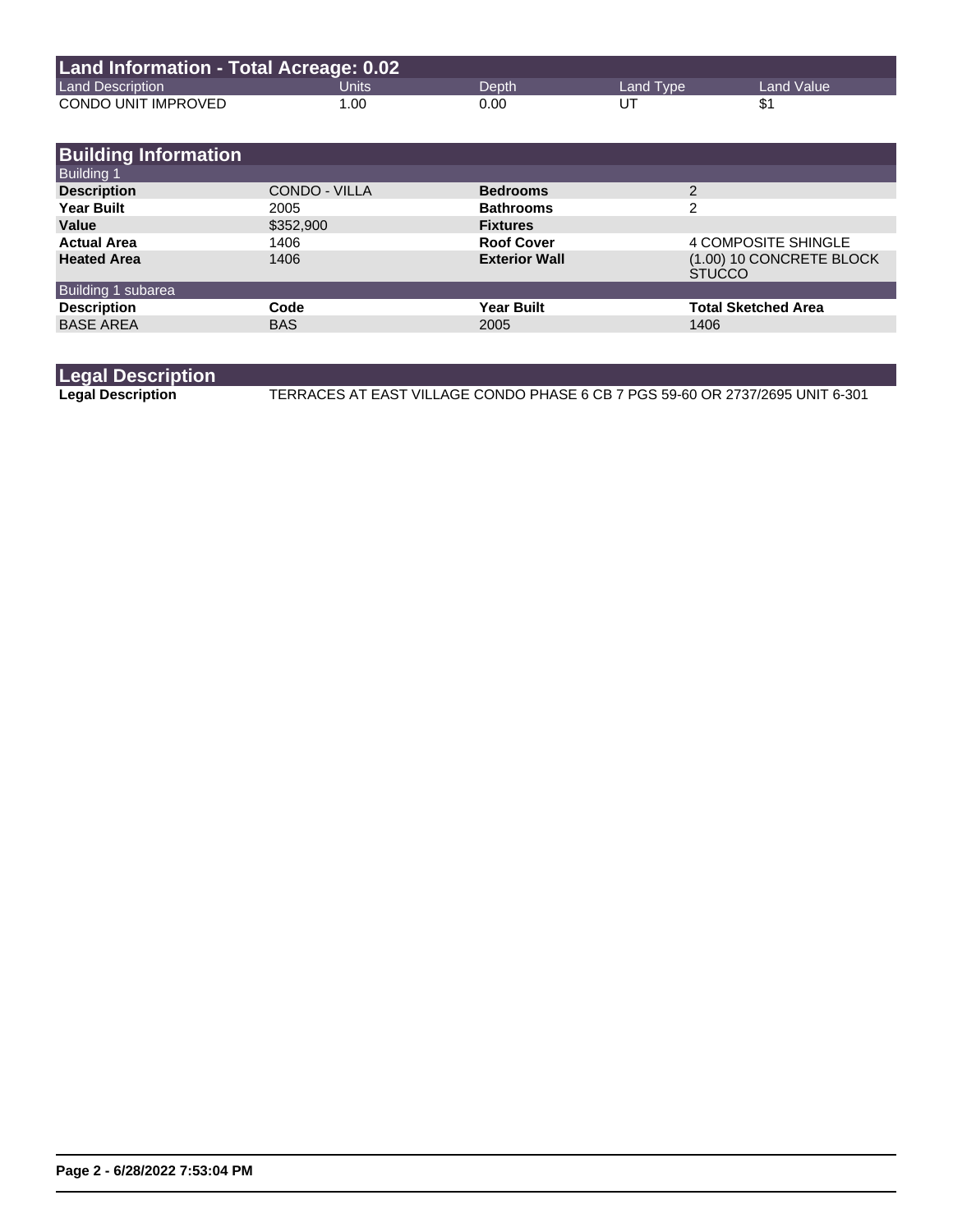## Land Information - Total Acreage: 0.02

| Land Description | Units | Depth | Land Type | Land Value |
|---|---|---|---|---|
| CONDO UNIT IMPROVED | 1.00 | 0.00 | UT | $1 |

## Building Information

**Building 1**

| | | | |
|---|---|---|---|
| **Description** | CONDO - VILLA | **Bedrooms** | 2 |
| **Year Built** | 2005 | **Bathrooms** | 2 |
| **Value** | $352,900 | **Fixtures** | |
| **Actual Area** | 1406 | **Roof Cover** | 4 COMPOSITE SHINGLE |
| **Heated Area** | 1406 | **Exterior Wall** | (1.00) 10 CONCRETE BLOCK STUCCO |

**Building 1 subarea**

| Description | Code | Year Built | Total Sketched Area |
|---|---|---|---|
| BASE AREA | BAS | 2005 | 1406 |

## Legal Description

**Legal Description** TERRACES AT EAST VILLAGE CONDO PHASE 6 CB 7 PGS 59-60 OR 2737/2695 UNIT 6-301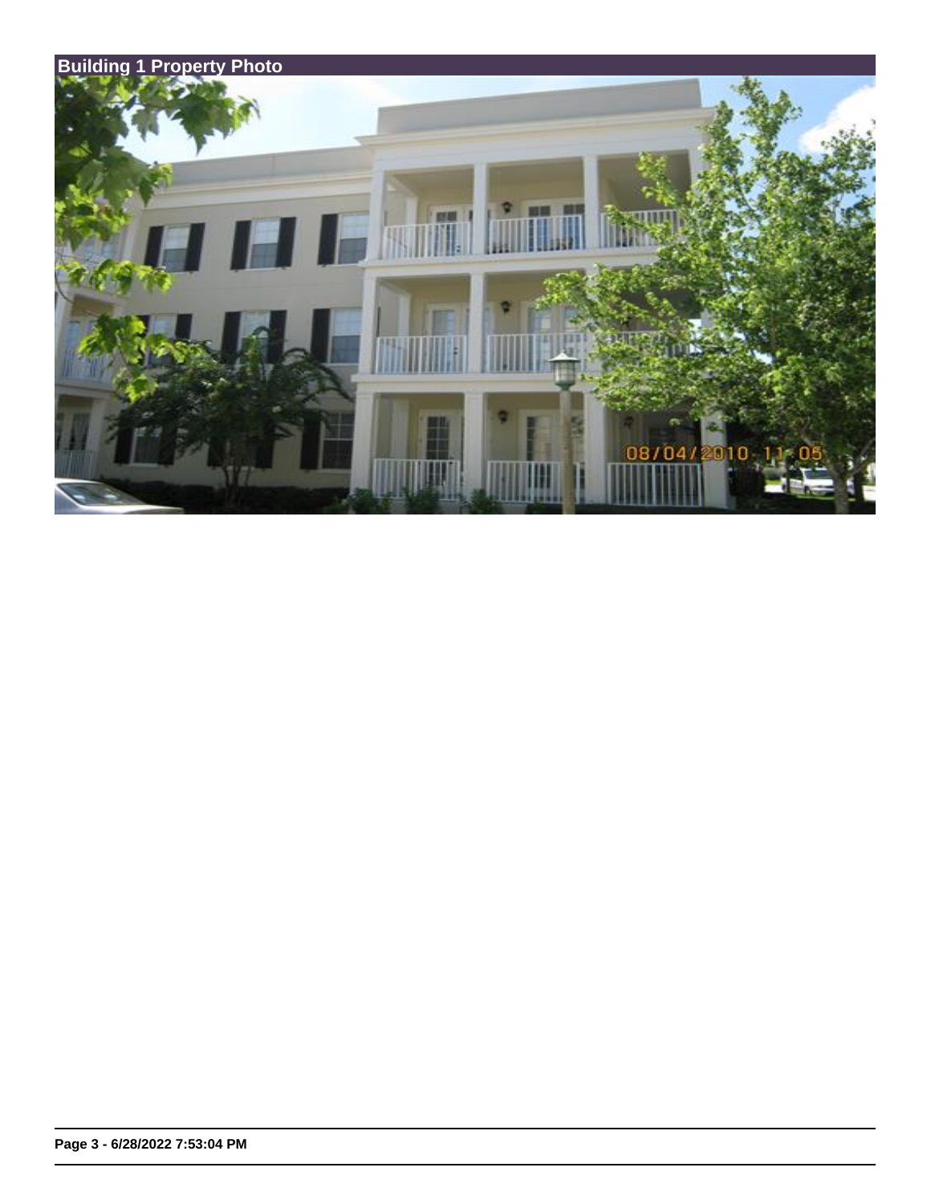## Building 1 Property Photo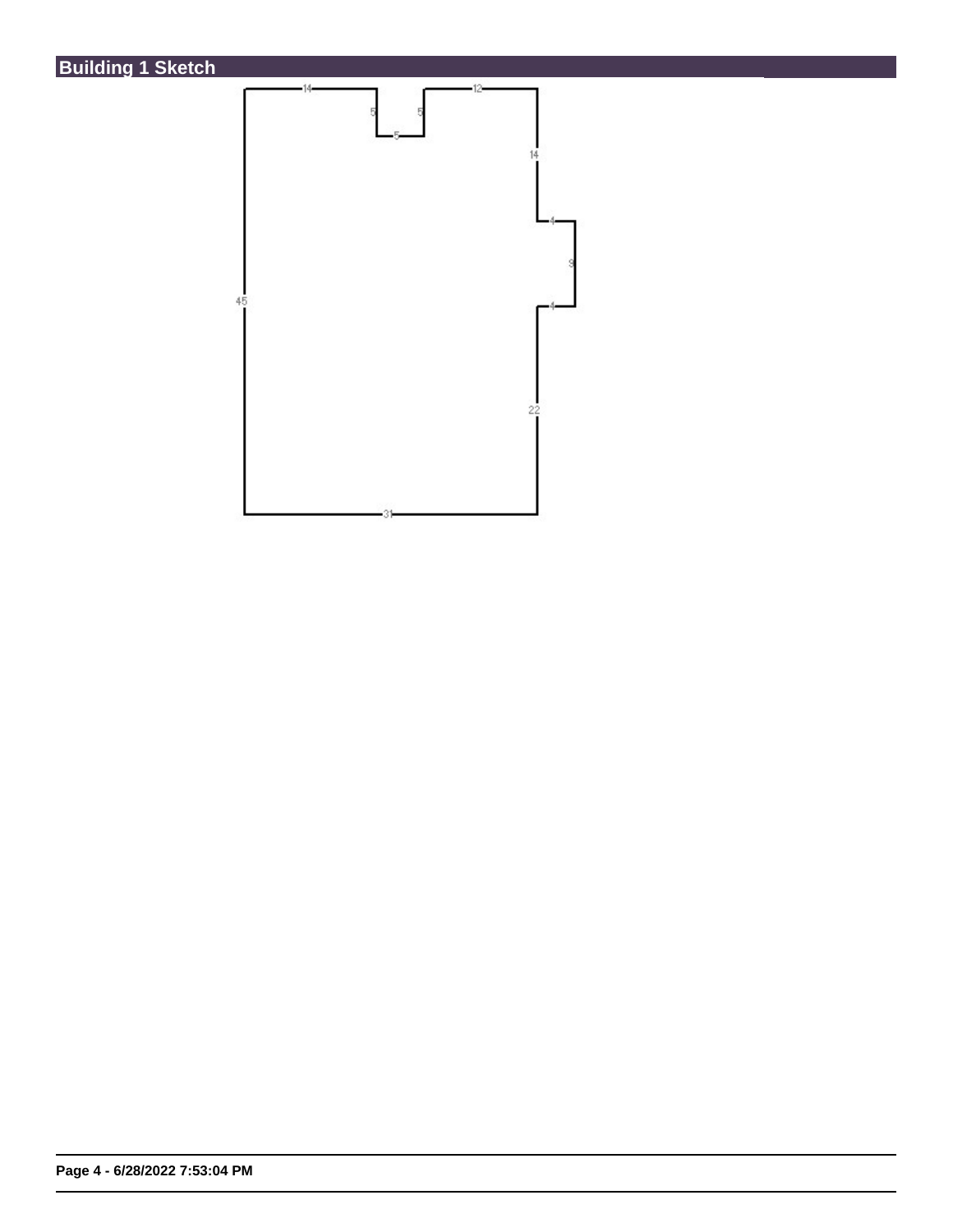## Building 1 Sketch

14
5
5
5
12
14
4
9
4
45
22
31